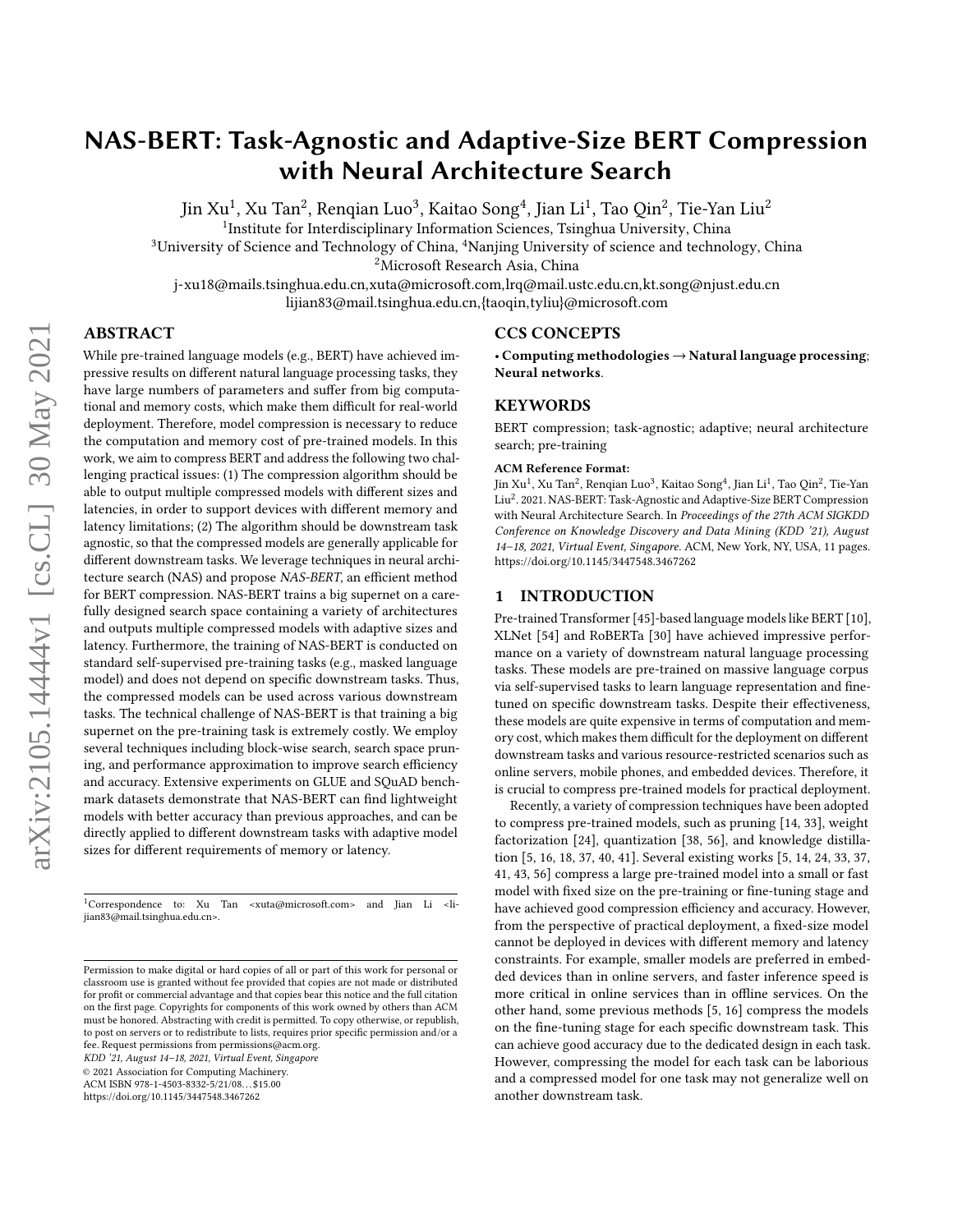# NAS-BERT: Task-Agnostic and Adaptive-Size BERT Compression with Neural Architecture Search

Jin Xu[1], Xu Tan[2], Renqian Luo[3], Kaitao Song[4], Jian Li[1], Tao Qin[2], Tie-Yan Liu[2]

[1]Institute for Interdisciplinary Information Sciences, Tsinghua University, China

[3]University of Science and Technology of China, [4]Nanjing University of science and technology, China

[2]Microsoft Research Asia, China

j-xu18@mails.tsinghua.edu.cn,xuta@microsoft.com,lrq@mail.ustc.edu.cn,kt.song@njust.edu.cn

lijian83@mail.tsinghua.edu.cn,{taoqin,tyliu}@microsoft.com

## ABSTRACT

While pre-trained language models (e.g., BERT) have achieved impressive results on different natural language processing tasks, they have large numbers of parameters and suffer from big computational and memory costs, which make them difficult for real-world deployment. Therefore, model compression is necessary to reduce the computation and memory cost of pre-trained models. In this work, we aim to compress BERT and address the following two challenging practical issues: (1) The compression algorithm should be able to output multiple compressed models with different sizes and latencies, in order to support devices with different memory and latency limitations; (2) The algorithm should be downstream task agnostic, so that the compressed models are generally applicable for different downstream tasks. We leverage techniques in neural architecture search (NAS) and propose *NAS-BERT*, an efficient method for BERT compression. NAS-BERT trains a big supernet on a carefully designed search space containing a variety of architectures and outputs multiple compressed models with adaptive sizes and latency. Furthermore, the training of NAS-BERT is conducted on standard self-supervised pre-training tasks (e.g., masked language model) and does not depend on specific downstream tasks. Thus, the compressed models can be used across various downstream tasks. The technical challenge of NAS-BERT is that training a big supernet on the pre-training task is extremely costly. We employ several techniques including block-wise search, search space pruning, and performance approximation to improve search efficiency and accuracy. Extensive experiments on GLUE and SQuAD benchmark datasets demonstrate that NAS-BERT can find lightweight models with better accuracy than previous approaches, and can be directly applied to different downstream tasks with adaptive model sizes for different requirements of memory or latency.

[1]Correspondence to: Xu Tan <xuta@microsoft.com> and Jian Li <lijian83@mail.tsinghua.edu.cn>.

Permission to make digital or hard copies of all or part of this work for personal or classroom use is granted without fee provided that copies are not made or distributed for profit or commercial advantage and that copies bear this notice and the full citation on the first page. Copyrights for components of this work owned by others than ACM must be honored. Abstracting with credit is permitted. To copy otherwise, or republish, to post on servers or to redistribute to lists, requires prior specific permission and/or a fee. Request permissions from permissions@acm.org.

*KDD '21, August 14–18, 2021, Virtual Event, Singapore*

© 2021 Association for Computing Machinery.

ACM ISBN 978-1-4503-8332-5/21/08…$15.00

https://doi.org/10.1145/3447548.3467262

## CCS CONCEPTS

• **Computing methodologies → Natural language processing**; **Neural networks**.

## KEYWORDS

BERT compression; task-agnostic; adaptive; neural architecture search; pre-training

**ACM Reference Format:**

Jin Xu[1], Xu Tan[2], Renqian Luo[3], Kaitao Song[4], Jian Li[1], Tao Qin[2], Tie-Yan Liu[2]. 2021. NAS-BERT: Task-Agnostic and Adaptive-Size BERT Compression with Neural Architecture Search. In *Proceedings of the 27th ACM SIGKDD Conference on Knowledge Discovery and Data Mining (KDD '21), August 14–18, 2021, Virtual Event, Singapore.* ACM, New York, NY, USA, 11 pages. https://doi.org/10.1145/3447548.3467262

## 1 INTRODUCTION

Pre-trained Transformer [45]-based language models like BERT [10], XLNet [54] and RoBERTa [30] have achieved impressive performance on a variety of downstream natural language processing tasks. These models are pre-trained on massive language corpus via self-supervised tasks to learn language representation and fine-tuned on specific downstream tasks. Despite their effectiveness, these models are quite expensive in terms of computation and memory cost, which makes them difficult for the deployment on different downstream tasks and various resource-restricted scenarios such as online servers, mobile phones, and embedded devices. Therefore, it is crucial to compress pre-trained models for practical deployment.

Recently, a variety of compression techniques have been adopted to compress pre-trained models, such as pruning [14, 33], weight factorization [24], quantization [38, 56], and knowledge distillation [5, 16, 18, 37, 40, 41]. Several existing works [5, 14, 24, 33, 37, 41, 43, 56] compress a large pre-trained model into a small or fast model with fixed size on the pre-training or fine-tuning stage and have achieved good compression efficiency and accuracy. However, from the perspective of practical deployment, a fixed-size model cannot be deployed in devices with different memory and latency constraints. For example, smaller models are preferred in embedded devices than in online servers, and faster inference speed is more critical in online services than in offline services. On the other hand, some previous methods [5, 16] compress the models on the fine-tuning stage for each specific downstream task. This can achieve good accuracy due to the dedicated design in each task. However, compressing the model for each task can be laborious and a compressed model for one task may not generalize well on another downstream task.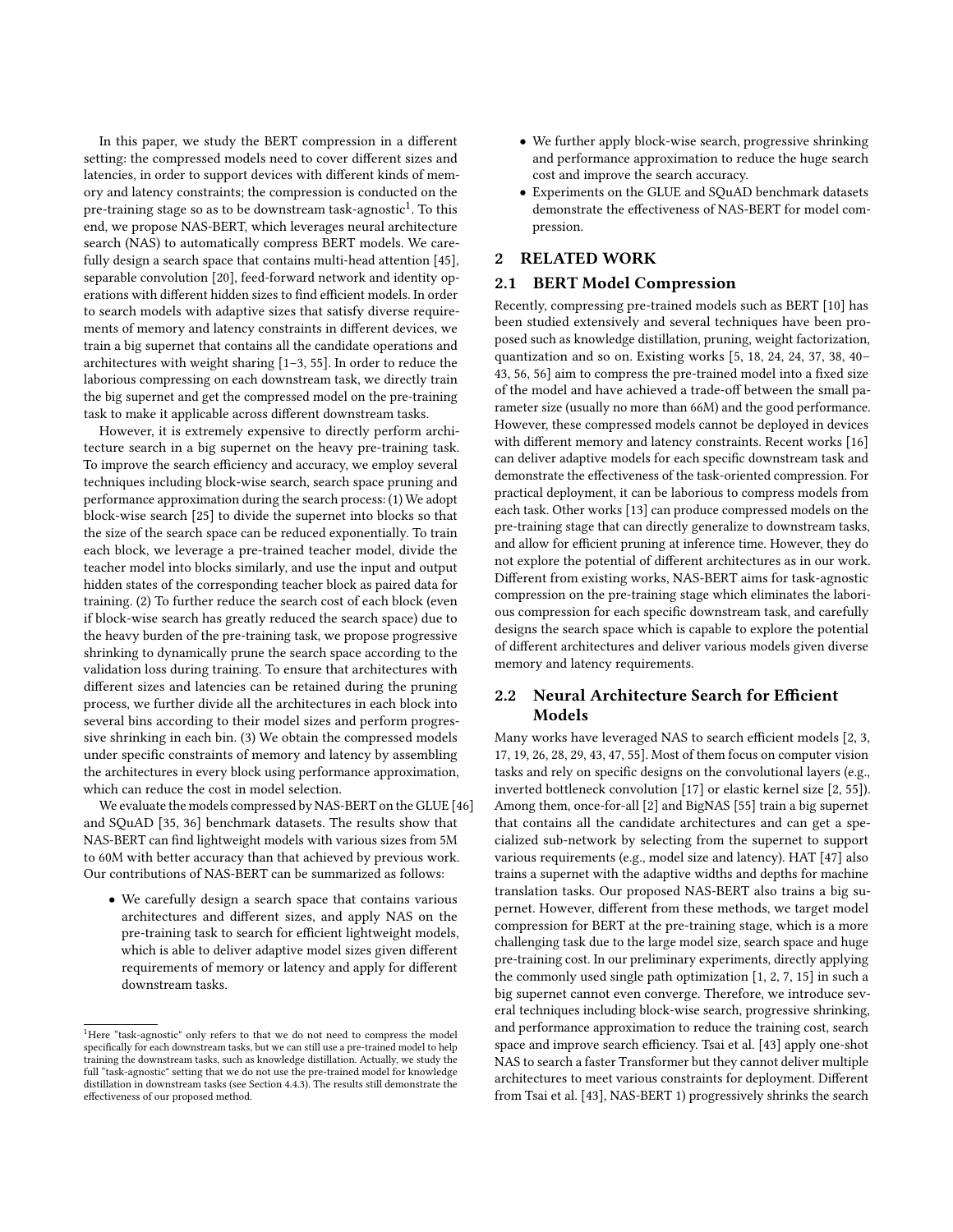In this paper, we study the BERT compression in a different setting: the compressed models need to cover different sizes and latencies, in order to support devices with different kinds of memory and latency constraints; the compression is conducted on the pre-training stage so as to be downstream task-agnostic[1]. To this end, we propose NAS-BERT, which leverages neural architecture search (NAS) to automatically compress BERT models. We carefully design a search space that contains multi-head attention [45], separable convolution [20], feed-forward network and identity operations with different hidden sizes to find efficient models. In order to search models with adaptive sizes that satisfy diverse requirements of memory and latency constraints in different devices, we train a big supernet that contains all the candidate operations and architectures with weight sharing [1–3, 55]. In order to reduce the laborious compressing on each downstream task, we directly train the big supernet and get the compressed model on the pre-training task to make it applicable across different downstream tasks.

However, it is extremely expensive to directly perform architecture search in a big supernet on the heavy pre-training task. To improve the search efficiency and accuracy, we employ several techniques including block-wise search, search space pruning and performance approximation during the search process: (1) We adopt block-wise search [25] to divide the supernet into blocks so that the size of the search space can be reduced exponentially. To train each block, we leverage a pre-trained teacher model, divide the teacher model into blocks similarly, and use the input and output hidden states of the corresponding teacher block as paired data for training. (2) To further reduce the search cost of each block (even if block-wise search has greatly reduced the search space) due to the heavy burden of the pre-training task, we propose progressive shrinking to dynamically prune the search space according to the validation loss during training. To ensure that architectures with different sizes and latencies can be retained during the pruning process, we further divide all the architectures in each block into several bins according to their model sizes and perform progressive shrinking in each bin. (3) We obtain the compressed models under specific constraints of memory and latency by assembling the architectures in every block using performance approximation, which can reduce the cost in model selection.

We evaluate the models compressed by NAS-BERT on the GLUE [46] and SQuAD [35, 36] benchmark datasets. The results show that NAS-BERT can find lightweight models with various sizes from 5M to 60M with better accuracy than that achieved by previous work. Our contributions of NAS-BERT can be summarized as follows:

- We carefully design a search space that contains various architectures and different sizes, and apply NAS on the pre-training task to search for efficient lightweight models, which is able to deliver adaptive model sizes given different requirements of memory or latency and apply for different downstream tasks.
- We further apply block-wise search, progressive shrinking and performance approximation to reduce the huge search cost and improve the search accuracy.
- Experiments on the GLUE and SQuAD benchmark datasets demonstrate the effectiveness of NAS-BERT for model compression.

## 2 RELATED WORK

### 2.1 BERT Model Compression

Recently, compressing pre-trained models such as BERT [10] has been studied extensively and several techniques have been proposed such as knowledge distillation, pruning, weight factorization, quantization and so on. Existing works [5, 18, 24, 24, 37, 38, 40–43, 56, 56] aim to compress the pre-trained model into a fixed size of the model and have achieved a trade-off between the small parameter size (usually no more than 66M) and the good performance. However, these compressed models cannot be deployed in devices with different memory and latency constraints. Recent works [16] can deliver adaptive models for each specific downstream task and demonstrate the effectiveness of the task-oriented compression. For practical deployment, it can be laborious to compress models from each task. Other works [13] can produce compressed models on the pre-training stage that can directly generalize to downstream tasks, and allow for efficient pruning at inference time. However, they do not explore the potential of different architectures as in our work. Different from existing works, NAS-BERT aims for task-agnostic compression on the pre-training stage which eliminates the laborious compression for each specific downstream task, and carefully designs the search space which is capable to explore the potential of different architectures and deliver various models given diverse memory and latency requirements.

### 2.2 Neural Architecture Search for Efficient Models

Many works have leveraged NAS to search efficient models [2, 3, 17, 19, 26, 28, 29, 43, 47, 55]. Most of them focus on computer vision tasks and rely on specific designs on the convolutional layers (e.g., inverted bottleneck convolution [17] or elastic kernel size [2, 55]). Among them, once-for-all [2] and BigNAS [55] train a big supernet that contains all the candidate architectures and can get a specialized sub-network by selecting from the supernet to support various requirements (e.g., model size and latency). HAT [47] also trains a supernet with the adaptive widths and depths for machine translation tasks. Our proposed NAS-BERT also trains a big supernet. However, different from these methods, we target model compression for BERT at the pre-training stage, which is a more challenging task due to the large model size, search space and huge pre-training cost. In our preliminary experiments, directly applying the commonly used single path optimization [1, 2, 7, 15] in such a big supernet cannot even converge. Therefore, we introduce several techniques including block-wise search, progressive shrinking, and performance approximation to reduce the training cost, search space and improve search efficiency. Tsai et al. [43] apply one-shot NAS to search a faster Transformer but they cannot deliver multiple architectures to meet various constraints for deployment. Different from Tsai et al. [43], NAS-BERT 1) progressively shrinks the search

[1] Here "task-agnostic" only refers to that we do not need to compress the model specifically for each downstream tasks, but we can still use a pre-trained model to help training the downstream tasks, such as knowledge distillation. Actually, we study the full "task-agnostic" setting that we do not use the pre-trained model for knowledge distillation in downstream tasks (see Section 4.4.3). The results still demonstrate the effectiveness of our proposed method.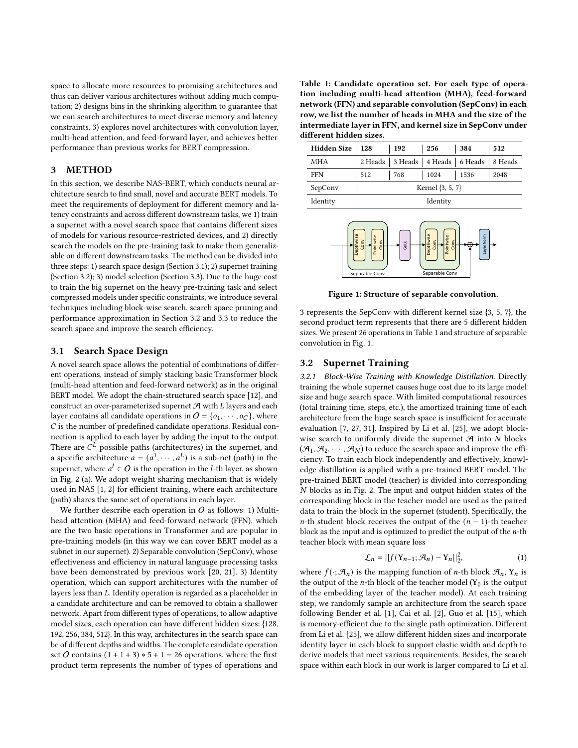space to allocate more resources to promising architectures and thus can deliver various architectures without adding much computation; 2) designs bins in the shrinking algorithm to guarantee that we can search architectures to meet diverse memory and latency constraints. 3) explores novel architectures with convolution layer, multi-head attention, and feed-forward layer, and achieves better performance than previous works for BERT compression.

## 3 METHOD

In this section, we describe NAS-BERT, which conducts neural architecture search to find small, novel and accurate BERT models. To meet the requirements of deployment for different memory and latency constraints and across different downstream tasks, we 1) train a supernet with a novel search space that contains different sizes of models for various resource-restricted devices, and 2) directly search the models on the pre-training task to make them generalizable on different downstream tasks. The method can be divided into three steps: 1) search space design (Section 3.1); 2) supernet training (Section 3.2); 3) model selection (Section 3.3). Due to the huge cost to train the big supernet on the heavy pre-training task and select compressed models under specific constraints, we introduce several techniques including block-wise search, search space pruning and performance approximation in Section 3.2 and 3.3 to reduce the search space and improve the search efficiency.

### 3.1 Search Space Design

A novel search space allows the potential of combinations of different operations, instead of simply stacking basic Transformer block (multi-head attention and feed-forward network) as in the original BERT model. We adopt the chain-structured search space [12], and construct an over-parameterized supernet $\mathcal{A}$ with $L$ layers and each layer contains all candidate operations in $O = \{o_1, \cdots, o_C\}$, where $C$ is the number of predefined candidate operations. Residual connection is applied to each layer by adding the input to the output. There are $C^L$ possible paths (architectures) in the supernet, and a specific architecture $a = (a^1, \cdots, a^L)$ is a sub-net (path) in the supernet, where $a^l \in O$ is the operation in the $l$-th layer, as shown in Fig. 2 (a). We adopt weight sharing mechanism that is widely used in NAS [1, 2] for efficient training, where each architecture (path) shares the same set of operations in each layer.

We further describe each operation in $O$ as follows: 1) Multi-head attention (MHA) and feed-forward network (FFN), which are the two basic operations in Transformer and are popular in pre-training models (in this way we can cover BERT model as a subnet in our supernet). 2) Separable convolution (SepConv), whose effectiveness and efficiency in natural language processing tasks have been demonstrated by previous work [20, 21]. 3) Identity operation, which can support architectures with the number of layers less than $L$. Identity operation is regarded as a placeholder in a candidate architecture and can be removed to obtain a shallower network. Apart from different types of operations, to allow adaptive model sizes, each operation can have different hidden sizes: {128, 192, 256, 384, 512}. In this way, architectures in the search space can be of different depths and widths. The complete candidate operation set $O$ contains $(1 + 1 + 3) * 5 + 1 = 26$ operations, where the first product term represents the number of types of operations and 3 represents the SepConv with different kernel size {3, 5, 7}, the second product term represents that there are 5 different hidden sizes. We present 26 operations in Table 1 and structure of separable convolution in Fig. 1.

**Table 1: Candidate operation set. For each type of operation including multi-head attention (MHA), feed-forward network (FFN) and separable convolution (SepConv) in each row, we list the number of heads in MHA and the size of the intermediate layer in FFN, and kernel size in SepConv under different hidden sizes.**

| Hidden Size | 128 | 192 | 256 | 384 | 512 |
|---|---|---|---|---|---|
| MHA | 2 Heads | 3 Heads | 4 Heads | 6 Heads | 8 Heads |
| FFN | 512 | 768 | 1024 | 1536 | 2048 |
| SepConv | Kernel {3, 5, 7} | | | | |
| Identity | Identity | | | | |

Figure 1: Structure of separable convolution.

### 3.2 Supernet Training

*3.2.1 Block-Wise Training with Knowledge Distillation.* Directly training the whole supernet causes huge cost due to its large model size and huge search space. With limited computational resources (total training time, steps, etc.), the amortized training time of each architecture from the huge search space is insufficient for accurate evaluation [7, 27, 31]. Inspired by Li et al. [25], we adopt block-wise search to uniformly divide the supernet $\mathcal{A}$ into $N$ blocks $(\mathcal{A}_1, \mathcal{A}_2, \cdots, \mathcal{A}_N)$ to reduce the search space and improve the efficiency. To train each block independently and effectively, knowledge distillation is applied with a pre-trained BERT model. The pre-trained BERT model (teacher) is divided into corresponding $N$ blocks as in Fig. 2. The input and output hidden states of the corresponding block in the teacher model are used as the paired data to train the block in the supernet (student). Specifically, the $n$-th student block receives the output of the $(n-1)$-th teacher block as the input and is optimized to predict the output of the $n$-th teacher block with mean square loss

$$\mathcal{L}_n = ||f(\mathbf{Y}_{n-1}; \mathcal{A}_n) - \mathbf{Y}_n||_2^2, \tag{1}$$

where $f(\cdot; \mathcal{A}_n)$ is the mapping function of $n$-th block $\mathcal{A}_n$, $\mathbf{Y}_n$ is the output of the $n$-th block of the teacher model ($\mathbf{Y}_0$ is the output of the embedding layer of the teacher model). At each training step, we randomly sample an architecture from the search space following Bender et al. [1], Cai et al. [2], Guo et al. [15], which is memory-efficient due to the single path optimization. Different from Li et al. [25], we allow different hidden sizes and incorporate identity layer in each block to support elastic width and depth to derive models that meet various requirements. Besides, the search space within each block in our work is larger compared to Li et al.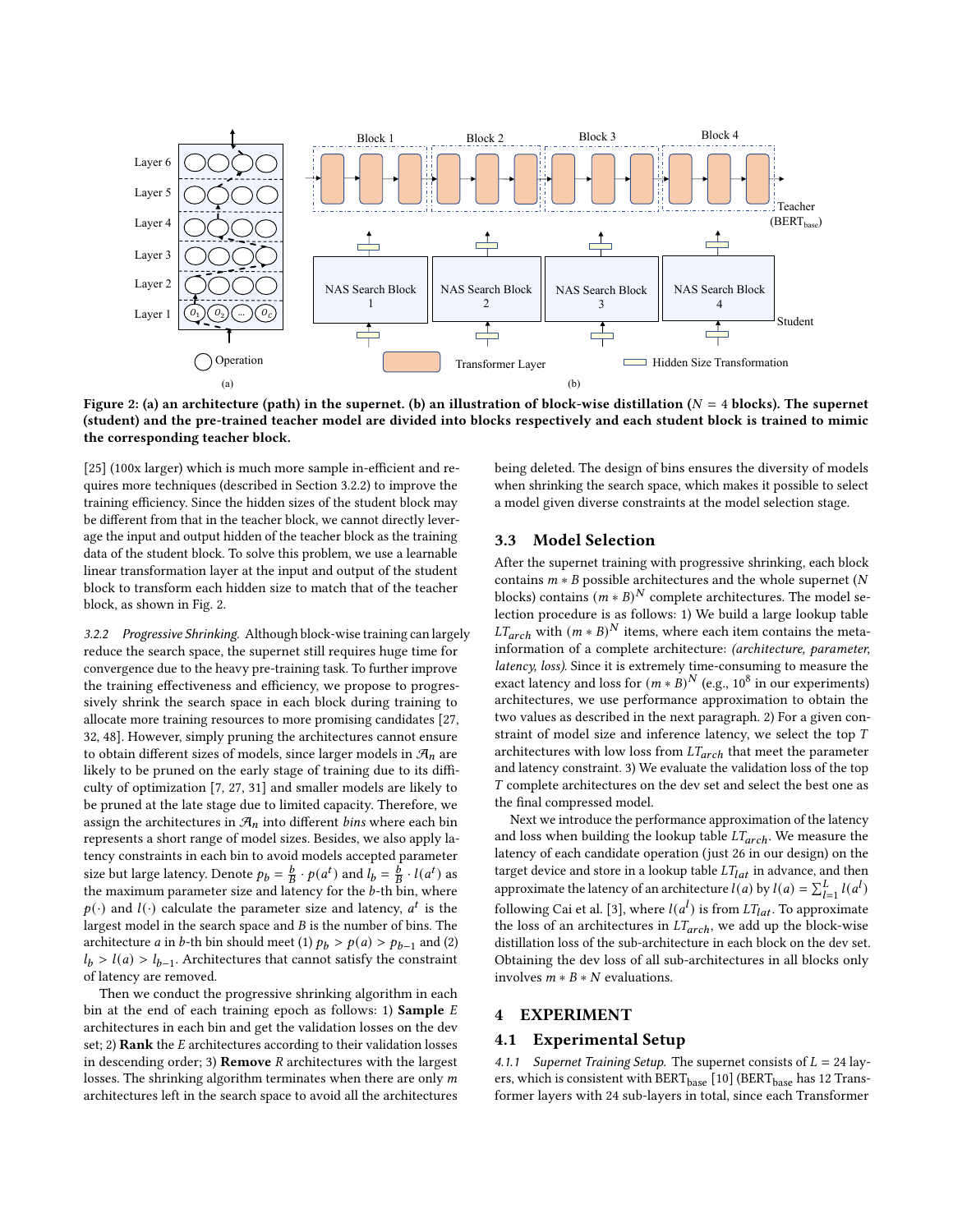Figure 2: (a) an architecture (path) in the supernet. (b) an illustration of block-wise distillation ($N = 4$ blocks). The supernet (student) and the pre-trained teacher model are divided into blocks respectively and each student block is trained to mimic the corresponding teacher block.

[25] (100x larger) which is much more sample in-efficient and requires more techniques (described in Section 3.2.2) to improve the training efficiency. Since the hidden sizes of the student block may be different from that in the teacher block, we cannot directly leverage the input and output hidden of the teacher block as the training data of the student block. To solve this problem, we use a learnable linear transformation layer at the input and output of the student block to transform each hidden size to match that of the teacher block, as shown in Fig. 2.

*3.2.2 Progressive Shrinking.* Although block-wise training can largely reduce the search space, the supernet still requires huge time for convergence due to the heavy pre-training task. To further improve the training effectiveness and efficiency, we propose to progressively shrink the search space in each block during training to allocate more training resources to more promising candidates [27, 32, 48]. However, simply pruning the architectures cannot ensure to obtain different sizes of models, since larger models in $\mathcal{A}_n$ are likely to be pruned on the early stage of training due to its difficulty of optimization [7, 27, 31] and smaller models are likely to be pruned at the late stage due to limited capacity. Therefore, we assign the architectures in $\mathcal{A}_n$ into different *bins* where each bin represents a short range of model sizes. Besides, we also apply latency constraints in each bin to avoid models accepted parameter size but large latency. Denote $p_b = \frac{b}{B} \cdot p(a^t)$ and $l_b = \frac{b}{B} \cdot l(a^t)$ as the maximum parameter size and latency for the $b$-th bin, where $p(\cdot)$ and $l(\cdot)$ calculate the parameter size and latency, $a^t$ is the largest model in the search space and $B$ is the number of bins. The architecture $a$ in $b$-th bin should meet (1) $p_b > p(a) > p_{b-1}$ and (2) $l_b > l(a) > l_{b-1}$. Architectures that cannot satisfy the constraint of latency are removed.

Then we conduct the progressive shrinking algorithm in each bin at the end of each training epoch as follows: 1) **Sample** $E$ architectures in each bin and get the validation losses on the dev set; 2) **Rank** the $E$ architectures according to their validation losses in descending order; 3) **Remove** $R$ architectures with the largest losses. The shrinking algorithm terminates when there are only $m$ architectures left in the search space to avoid all the architectures being deleted. The design of bins ensures the diversity of models when shrinking the search space, which makes it possible to select a model given diverse constraints at the model selection stage.

## 3.3 Model Selection

After the supernet training with progressive shrinking, each block contains $m * B$ possible architectures and the whole supernet ($N$ blocks) contains $(m * B)^N$ complete architectures. The model selection procedure is as follows: 1) We build a large lookup table $LT_{arch}$ with $(m * B)^N$ items, where each item contains the meta-information of a complete architecture: *(architecture, parameter, latency, loss)*. Since it is extremely time-consuming to measure the exact latency and loss for $(m * B)^N$ (e.g., $10^8$ in our experiments) architectures, we use performance approximation to obtain the two values as described in the next paragraph. 2) For a given constraint of model size and inference latency, we select the top $T$ architectures with low loss from $LT_{arch}$ that meet the parameter and latency constraint. 3) We evaluate the validation loss of the top $T$ complete architectures on the dev set and select the best one as the final compressed model.

Next we introduce the performance approximation of the latency and loss when building the lookup table $LT_{arch}$. We measure the latency of each candidate operation (just 26 in our design) on the target device and store in a lookup table $LT_{lat}$ in advance, and then approximate the latency of an architecture $l(a)$ by $l(a) = \sum_{l=1}^{L} l(a^l)$ following Cai et al. [3], where $l(a^l)$ is from $LT_{lat}$. To approximate the loss of an architectures in $LT_{arch}$, we add up the block-wise distillation loss of the sub-architecture in each block on the dev set. Obtaining the dev loss of all sub-architectures in all blocks only involves $m * B * N$ evaluations.

# 4 EXPERIMENT

## 4.1 Experimental Setup

*4.1.1 Supernet Training Setup.* The supernet consists of $L = 24$ layers, which is consistent with $\text{BERT}_{\text{base}}$ [10] ($\text{BERT}_{\text{base}}$ has 12 Transformer layers with 24 sub-layers in total, since each Transformer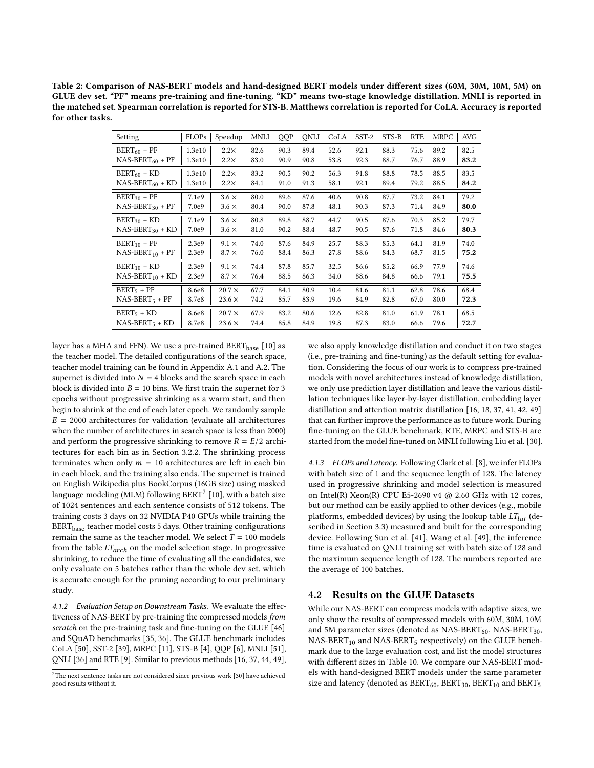Table 2: Comparison of NAS-BERT models and hand-designed BERT models under different sizes (60M, 30M, 10M, 5M) on GLUE dev set. "PF" means pre-training and fine-tuning. "KD" means two-stage knowledge distillation. MNLI is reported in the matched set. Spearman correlation is reported for STS-B. Matthews correlation is reported for CoLA. Accuracy is reported for other tasks.

| Setting | FLOPs | Speedup | MNLI | QQP | QNLI | CoLA | SST-2 | STS-B | RTE | MRPC | AVG |
|---|---|---|---|---|---|---|---|---|---|---|---|
| $\text{BERT}_{60}$ + PF | 1.3e10 | 2.2× | 82.6 | 90.3 | 89.4 | 52.6 | 92.1 | 88.3 | 75.6 | 89.2 | 82.5 |
| $\text{NAS-BERT}_{60}$ + PF | 1.3e10 | 2.2× | 83.0 | 90.9 | 90.8 | 53.8 | 92.3 | 88.7 | 76.7 | 88.9 | **83.2** |
| $\text{BERT}_{60}$ + KD | 1.3e10 | 2.2× | 83.2 | 90.5 | 90.2 | 56.3 | 91.8 | 88.8 | 78.5 | 88.5 | 83.5 |
| $\text{NAS-BERT}_{60}$ + KD | 1.3e10 | 2.2× | 84.1 | 91.0 | 91.3 | 58.1 | 92.1 | 89.4 | 79.2 | 88.5 | **84.2** |
| $\text{BERT}_{30}$ + PF | 7.1e9 | 3.6 × | 80.0 | 89.6 | 87.6 | 40.6 | 90.8 | 87.7 | 73.2 | 84.1 | 79.2 |
| $\text{NAS-BERT}_{30}$ + PF | 7.0e9 | 3.6 × | 80.4 | 90.0 | 87.8 | 48.1 | 90.3 | 87.3 | 71.4 | 84.9 | **80.0** |
| $\text{BERT}_{30}$ + KD | 7.1e9 | 3.6 × | 80.8 | 89.8 | 88.7 | 44.7 | 90.5 | 87.6 | 70.3 | 85.2 | 79.7 |
| $\text{NAS-BERT}_{30}$ + KD | 7.0e9 | 3.6 × | 81.0 | 90.2 | 88.4 | 48.7 | 90.5 | 87.6 | 71.8 | 84.6 | **80.3** |
| $\text{BERT}_{10}$ + PF | 2.3e9 | 9.1 × | 74.0 | 87.6 | 84.9 | 25.7 | 88.3 | 85.3 | 64.1 | 81.9 | 74.0 |
| $\text{NAS-BERT}_{10}$ + PF | 2.3e9 | 8.7 × | 76.0 | 88.4 | 86.3 | 27.8 | 88.6 | 84.3 | 68.7 | 81.5 | **75.2** |
| $\text{BERT}_{10}$ + KD | 2.3e9 | 9.1 × | 74.4 | 87.8 | 85.7 | 32.5 | 86.6 | 85.2 | 66.9 | 77.9 | 74.6 |
| $\text{NAS-BERT}_{10}$ + KD | 2.3e9 | 8.7 × | 76.4 | 88.5 | 86.3 | 34.0 | 88.6 | 84.8 | 66.6 | 79.1 | **75.5** |
| $\text{BERT}_{5}$ + PF | 8.6e8 | 20.7 × | 67.7 | 84.1 | 80.9 | 10.4 | 81.6 | 81.1 | 62.8 | 78.6 | 68.4 |
| $\text{NAS-BERT}_{5}$ + PF | 8.7e8 | 23.6 × | 74.2 | 85.7 | 83.9 | 19.6 | 84.9 | 82.8 | 67.0 | 80.0 | **72.3** |
| $\text{BERT}_{5}$ + KD | 8.6e8 | 20.7 × | 67.9 | 83.2 | 80.6 | 12.6 | 82.8 | 81.0 | 61.9 | 78.1 | 68.5 |
| $\text{NAS-BERT}_{5}$ + KD | 8.7e8 | 23.6 × | 74.4 | 85.8 | 84.9 | 19.8 | 87.3 | 83.0 | 66.6 | 79.6 | **72.7** |

layer has a MHA and FFN). We use a pre-trained $\text{BERT}_{\text{base}}$ [10] as the teacher model. The detailed configurations of the search space, teacher model training can be found in Appendix A.1 and A.2. The supernet is divided into $N = 4$ blocks and the search space in each block is divided into $B = 10$ bins. We first train the supernet for 3 epochs without progressive shrinking as a warm start, and then begin to shrink at the end of each later epoch. We randomly sample $E = 2000$ architectures for validation (evaluate all architectures when the number of architectures in search space is less than 2000) and perform the progressive shrinking to remove $R = E/2$ architectures for each bin as in Section 3.2.2. The shrinking process terminates when only $m = 10$ architectures are left in each bin in each block, and the training also ends. The supernet is trained on English Wikipedia plus BookCorpus (16GB size) using masked language modeling (MLM) following BERT[2] [10], with a batch size of 1024 sentences and each sentence consists of 512 tokens. The training costs 3 days on 32 NVIDIA P40 GPUs while training the $\text{BERT}_{\text{base}}$ teacher model costs 5 days. Other training configurations remain the same as the teacher model. We select $T = 100$ models from the table $LT_{arch}$ on the model selection stage. In progressive shrinking, to reduce the time of evaluating all the candidates, we only evaluate on 5 batches rather than the whole dev set, which is accurate enough for the pruning according to our preliminary study.

*4.1.2 Evaluation Setup on Downstream Tasks.* We evaluate the effectiveness of NAS-BERT by pre-training the compressed models *from scratch* on the pre-training task and fine-tuning on the GLUE [46] and SQuAD benchmarks [35, 36]. The GLUE benchmark includes CoLA [50], SST-2 [39], MRPC [11], STS-B [4], QQP [6], MNLI [51], QNLI [36] and RTE [9]. Similar to previous methods [16, 37, 44, 49], we also apply knowledge distillation and conduct it on two stages (i.e., pre-training and fine-tuning) as the default setting for evaluation. Considering the focus of our work is to compress pre-trained models with novel architectures instead of knowledge distillation, we only use prediction layer distillation and leave the various distillation techniques like layer-by-layer distillation, embedding layer distillation and attention matrix distillation [16, 18, 37, 41, 42, 49] that can further improve the performance as to future work. During fine-tuning on the GLUE benchmark, RTE, MRPC and STS-B are started from the model fine-tuned on MNLI following Liu et al. [30].

*4.1.3 FLOPs and Latency.* Following Clark et al. [8], we infer FLOPs with batch size of 1 and the sequence length of 128. The latency used in progressive shrinking and model selection is measured on Intel(R) Xeon(R) CPU E5-2690 v4 @ 2.60 GHz with 12 cores, but our method can be easily applied to other devices (e.g., mobile platforms, embedded devices) by using the lookup table $LT_{lat}$ (described in Section 3.3) measured and built for the corresponding device. Following Sun et al. [41], Wang et al. [49], the inference time is evaluated on QNLI training set with batch size of 128 and the maximum sequence length of 128. The numbers reported are the average of 100 batches.

## 4.2 Results on the GLUE Datasets

While our NAS-BERT can compress models with adaptive sizes, we only show the results of compressed models with 60M, 30M, 10M and 5M parameter sizes (denoted as $\text{NAS-BERT}_{60}$, $\text{NAS-BERT}_{30}$, $\text{NAS-BERT}_{10}$ and $\text{NAS-BERT}_{5}$ respectively) on the GLUE benchmark due to the large evaluation cost, and list the model structures with different sizes in Table 10. We compare our NAS-BERT models with hand-designed BERT models under the same parameter size and latency (denoted as $\text{BERT}_{60}$, $\text{BERT}_{30}$, $\text{BERT}_{10}$ and $\text{BERT}_{5}$

[2] The next sentence tasks are not considered since previous work [30] have achieved good results without it.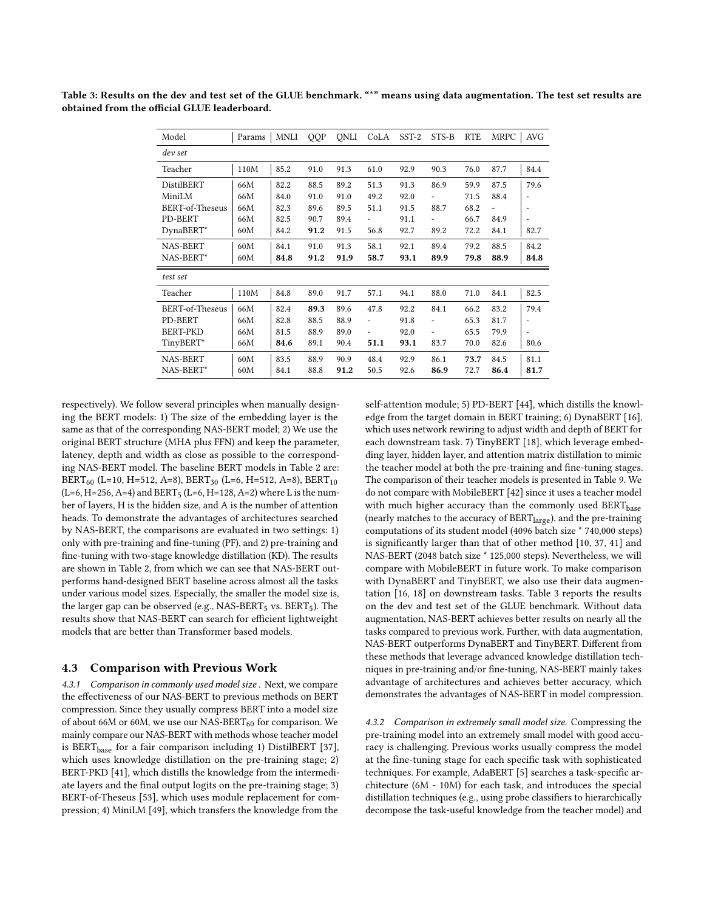Table 3: Results on the dev and test set of the GLUE benchmark. "*" means using data augmentation. The test set results are obtained from the official GLUE leaderboard.

| Model | Params | MNLI | QQP | QNLI | CoLA | SST-2 | STS-B | RTE | MRPC | AVG |
|---|---|---|---|---|---|---|---|---|---|---|
| *dev set* | | | | | | | | | | |
| Teacher | 110M | 85.2 | 91.0 | 91.3 | 61.0 | 92.9 | 90.3 | 76.0 | 87.7 | 84.4 |
| DistilBERT | 66M | 82.2 | 88.5 | 89.2 | 51.3 | 91.3 | 86.9 | 59.9 | 87.5 | 79.6 |
| MiniLM | 66M | 84.0 | 91.0 | 91.0 | 49.2 | 92.0 | - | 71.5 | 88.4 | - |
| BERT-of-Theseus | 66M | 82.3 | 89.6 | 89.5 | 51.1 | 91.5 | 88.7 | 68.2 | - | - |
| PD-BERT | 66M | 82.5 | 90.7 | 89.4 | - | 91.1 | - | 66.7 | 84.9 | - |
| DynaBERT* | 60M | 84.2 | **91.2** | 91.5 | 56.8 | 92.7 | 89.2 | 72.2 | 84.1 | 82.7 |
| NAS-BERT | 60M | 84.1 | 91.0 | 91.3 | 58.1 | 92.1 | 89.4 | 79.2 | 88.5 | 84.2 |
| NAS-BERT* | 60M | **84.8** | **91.2** | **91.9** | **58.7** | **93.1** | **89.9** | **79.8** | **88.9** | **84.8** |
| *test set* | | | | | | | | | | |
| Teacher | 110M | 84.8 | 89.0 | 91.7 | 57.1 | 94.1 | 88.0 | 71.0 | 84.1 | 82.5 |
| BERT-of-Theseus | 66M | 82.4 | **89.3** | 89.6 | 47.8 | 92.2 | 84.1 | 66.2 | 83.2 | 79.4 |
| PD-BERT | 66M | 82.8 | 88.5 | 88.9 | - | 91.8 | - | 65.3 | 81.7 | - |
| BERT-PKD | 66M | 81.5 | 88.9 | 89.0 | - | 92.0 | - | 65.5 | 79.9 | - |
| TinyBERT* | 66M | **84.6** | 89.1 | 90.4 | **51.1** | **93.1** | 83.7 | 70.0 | 82.6 | 80.6 |
| NAS-BERT | 60M | 83.5 | 88.9 | 90.9 | 48.4 | 92.9 | 86.1 | **73.7** | 84.5 | 81.1 |
| NAS-BERT* | 60M | 84.1 | 88.8 | **91.2** | 50.5 | 92.6 | **86.9** | 72.7 | **86.4** | **81.7** |

respectively). We follow several principles when manually designing the BERT models: 1) The size of the embedding layer is the same as that of the corresponding NAS-BERT model; 2) We use the original BERT structure (MHA plus FFN) and keep the parameter, latency, depth and width as close as possible to the corresponding NAS-BERT model. The baseline BERT models in Table 2 are: $\text{BERT}_{60}$ (L=10, H=512, A=8), $\text{BERT}_{30}$ (L=6, H=512, A=8), $\text{BERT}_{10}$ (L=6, H=256, A=4) and $\text{BERT}_{5}$ (L=6, H=128, A=2) where L is the number of layers, H is the hidden size, and A is the number of attention heads. To demonstrate the advantages of architectures searched by NAS-BERT, the comparisons are evaluated in two settings: 1) only with pre-training and fine-tuning (PF), and 2) pre-training and fine-tuning with two-stage knowledge distillation (KD). The results are shown in Table 2, from which we can see that NAS-BERT outperforms hand-designed BERT baseline across almost all the tasks under various model sizes. Especially, the smaller the model size is, the larger gap can be observed (e.g., $\text{NAS-BERT}_{5}$ vs. $\text{BERT}_{5}$). The results show that NAS-BERT can search for efficient lightweight models that are better than Transformer based models.

### 4.3 Comparison with Previous Work

*4.3.1 Comparison in commonly used model size .* Next, we compare the effectiveness of our NAS-BERT to previous methods on BERT compression. Since they usually compress BERT into a model size of about 66M or 60M, we use our $\text{NAS-BERT}_{60}$ for comparison. We mainly compare our NAS-BERT with methods whose teacher model is $\text{BERT}_{\text{base}}$ for a fair comparison including 1) DistilBERT [37], which uses knowledge distillation on the pre-training stage; 2) BERT-PKD [41], which distills the knowledge from the intermediate layers and the final output logits on the pre-training stage; 3) BERT-of-Theseus [53], which uses module replacement for compression; 4) MiniLM [49], which transfers the knowledge from the self-attention module; 5) PD-BERT [44], which distills the knowledge from the target domain in BERT training; 6) DynaBERT [16], which uses network rewiring to adjust width and depth of BERT for each downstream task. 7) TinyBERT [18], which leverage embedding layer, hidden layer, and attention matrix distillation to mimic the teacher model at both the pre-training and fine-tuning stages. The comparison of their teacher models is presented in Table 9. We do not compare with MobileBERT [42] since it uses a teacher model with much higher accuracy than the commonly used $\text{BERT}_{\text{base}}$ (nearly matches to the accuracy of $\text{BERT}_{\text{large}}$), and the pre-training computations of its student model (4096 batch size * 740,000 steps) is significantly larger than that of other method [10, 37, 41] and NAS-BERT (2048 batch size * 125,000 steps). Nevertheless, we will compare with MobileBERT in future work. To make comparison with DynaBERT and TinyBERT, we also use their data augmentation [16, 18] on downstream tasks. Table 3 reports the results on the dev and test set of the GLUE benchmark. Without data augmentation, NAS-BERT achieves better results on nearly all the tasks compared to previous work. Further, with data augmentation, NAS-BERT outperforms DynaBERT and TinyBERT. Different from these methods that leverage advanced knowledge distillation techniques in pre-training and/or fine-tuning, NAS-BERT mainly takes advantage of architectures and achieves better accuracy, which demonstrates the advantages of NAS-BERT in model compression.

*4.3.2 Comparison in extremely small model size.* Compressing the pre-training model into an extremely small model with good accuracy is challenging. Previous works usually compress the model at the fine-tuning stage for each specific task with sophisticated techniques. For example, AdaBERT [5] searches a task-specific architecture (6M - 10M) for each task, and introduces the special distillation techniques (e.g., using probe classifiers to hierarchically decompose the task-useful knowledge from the teacher model) and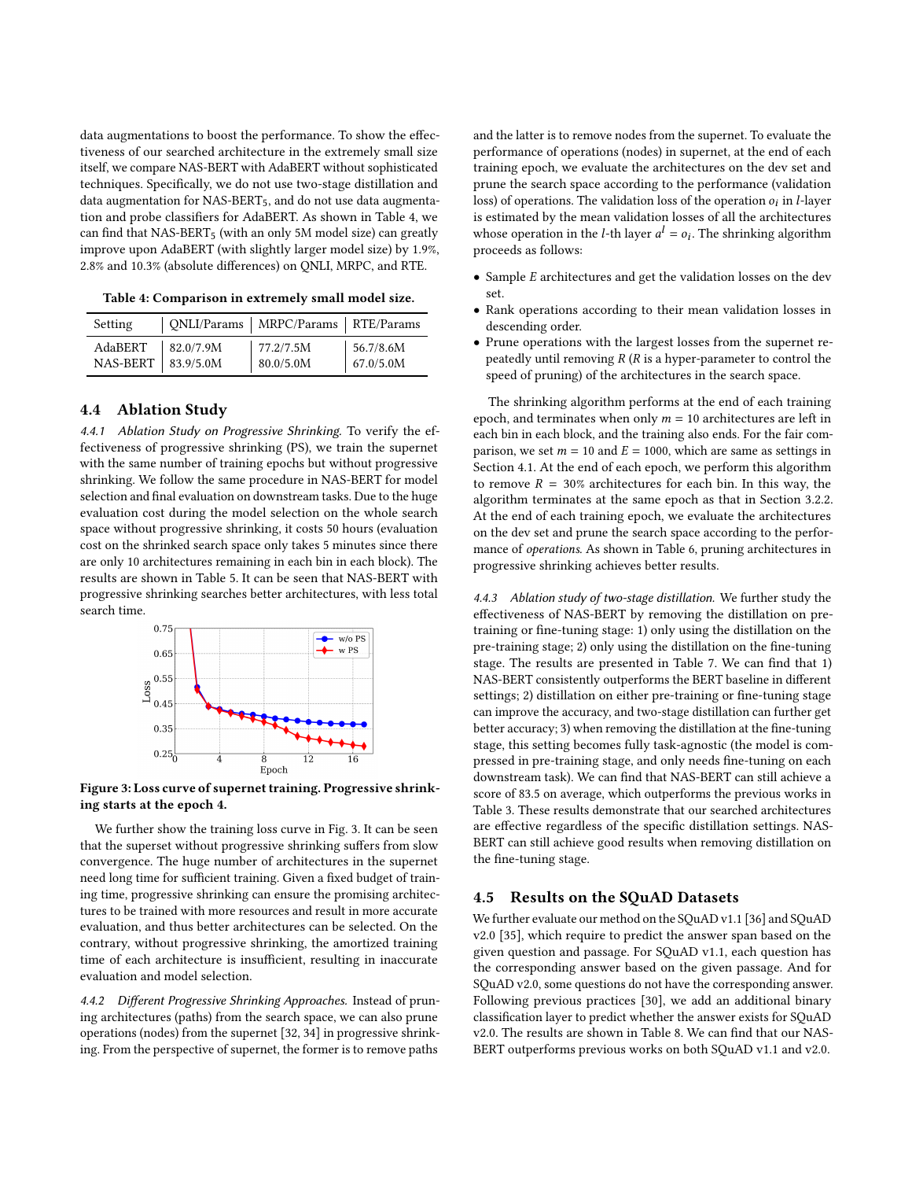data augmentations to boost the performance. To show the effectiveness of our searched architecture in the extremely small size itself, we compare NAS-BERT with AdaBERT without sophisticated techniques. Specifically, we do not use two-stage distillation and data augmentation for NAS-BERT$_5$, and do not use data augmentation and probe classifiers for AdaBERT. As shown in Table 4, we can find that NAS-BERT$_5$ (with an only 5M model size) can greatly improve upon AdaBERT (with slightly larger model size) by 1.9%, 2.8% and 10.3% (absolute differences) on QNLI, MRPC, and RTE.

**Table 4: Comparison in extremely small model size.**

| Setting | QNLI/Params | MRPC/Params | RTE/Params |
|---|---|---|---|
| AdaBERT | 82.0/7.9M | 77.2/7.5M | 56.7/8.6M |
| NAS-BERT | 83.9/5.0M | 80.0/5.0M | 67.0/5.0M |

## 4.4 Ablation Study

*4.4.1 Ablation Study on Progressive Shrinking.* To verify the effectiveness of progressive shrinking (PS), we train the supernet with the same number of training epochs but without progressive shrinking. We follow the same procedure in NAS-BERT for model selection and final evaluation on downstream tasks. Due to the huge evaluation cost during the model selection on the whole search space without progressive shrinking, it costs 50 hours (evaluation cost on the shrinked search space only takes 5 minutes since there are only 10 architectures remaining in each bin in each block). The results are shown in Table 5. It can be seen that NAS-BERT with progressive shrinking searches better architectures, with less total search time.

**Figure 3: Loss curve of supernet training. Progressive shrinking starts at the epoch 4.**

We further show the training loss curve in Fig. 3. It can be seen that the superset without progressive shrinking suffers from slow convergence. The huge number of architectures in the supernet need long time for sufficient training. Given a fixed budget of training time, progressive shrinking can ensure the promising architectures to be trained with more resources and result in more accurate evaluation, and thus better architectures can be selected. On the contrary, without progressive shrinking, the amortized training time of each architecture is insufficient, resulting in inaccurate evaluation and model selection.

*4.4.2 Different Progressive Shrinking Approaches.* Instead of pruning architectures (paths) from the search space, we can also prune operations (nodes) from the supernet [32, 34] in progressive shrinking. From the perspective of supernet, the former is to remove paths and the latter is to remove nodes from the supernet. To evaluate the performance of operations (nodes) in supernet, at the end of each training epoch, we evaluate the architectures on the dev set and prune the search space according to the performance (validation loss) of operations. The validation loss of the operation $o_i$ in $l$-layer is estimated by the mean validation losses of all the architectures whose operation in the $l$-th layer $a^l = o_i$. The shrinking algorithm proceeds as follows:

- Sample $E$ architectures and get the validation losses on the dev set.
- Rank operations according to their mean validation losses in descending order.
- Prune operations with the largest losses from the supernet repeatedly until removing $R$ ($R$ is a hyper-parameter to control the speed of pruning) of the architectures in the search space.

The shrinking algorithm performs at the end of each training epoch, and terminates when only $m = 10$ architectures are left in each bin in each block, and the training also ends. For the fair comparison, we set $m = 10$ and $E = 1000$, which are same as settings in Section 4.1. At the end of each epoch, we perform this algorithm to remove $R = 30\%$ architectures for each bin. In this way, the algorithm terminates at the same epoch as that in Section 3.2.2. At the end of each training epoch, we evaluate the architectures on the dev set and prune the search space according to the performance of *operations*. As shown in Table 6, pruning architectures in progressive shrinking achieves better results.

*4.4.3 Ablation study of two-stage distillation.* We further study the effectiveness of NAS-BERT by removing the distillation on pre-training or fine-tuning stage: 1) only using the distillation on the pre-training stage; 2) only using the distillation on the fine-tuning stage. The results are presented in Table 7. We can find that 1) NAS-BERT consistently outperforms the BERT baseline in different settings; 2) distillation on either pre-training or fine-tuning stage can improve the accuracy, and two-stage distillation can further get better accuracy; 3) when removing the distillation at the fine-tuning stage, this setting becomes fully task-agnostic (the model is compressed in pre-training stage, and only needs fine-tuning on each downstream task). We can find that NAS-BERT can still achieve a score of 83.5 on average, which outperforms the previous works in Table 3. These results demonstrate that our searched architectures are effective regardless of the specific distillation settings. NAS-BERT can still achieve good results when removing distillation on the fine-tuning stage.

## 4.5 Results on the SQuAD Datasets

We further evaluate our method on the SQuAD v1.1 [36] and SQuAD v2.0 [35], which require to predict the answer span based on the given question and passage. For SQuAD v1.1, each question has the corresponding answer based on the given passage. And for SQuAD v2.0, some questions do not have the corresponding answer. Following previous practices [30], we add an additional binary classification layer to predict whether the answer exists for SQuAD v2.0. The results are shown in Table 8. We can find that our NAS-BERT outperforms previous works on both SQuAD v1.1 and v2.0.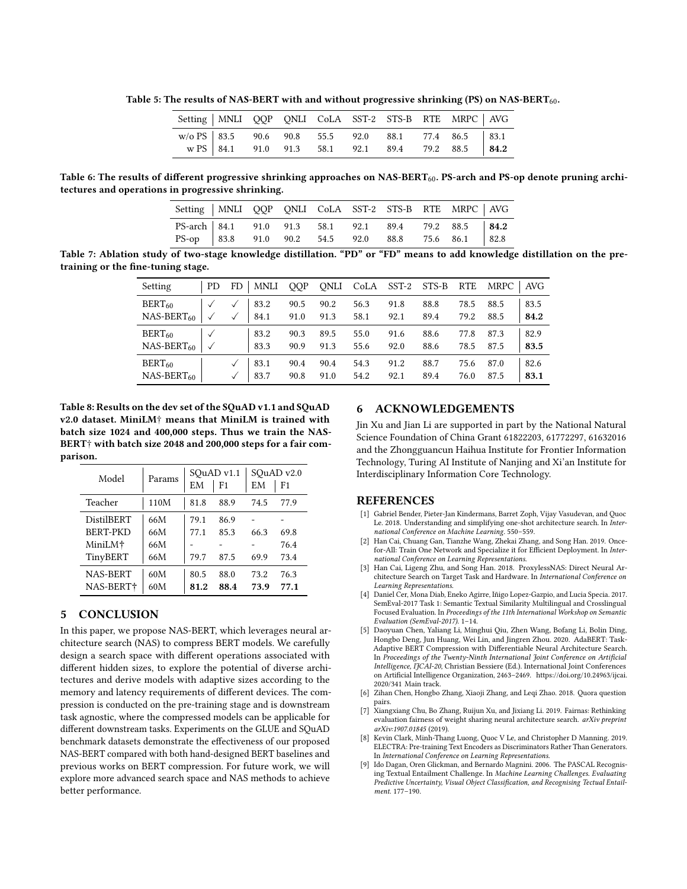Table 5: The results of NAS-BERT with and without progressive shrinking (PS) on NAS-BERT$_{60}$.

| Setting | MNLI | QQP | QNLI | CoLA | SST-2 | STS-B | RTE | MRPC | AVG |
|---|---|---|---|---|---|---|---|---|---|
| w/o PS | 83.5 | 90.6 | 90.8 | 55.5 | 92.0 | 88.1 | 77.4 | 86.5 | 83.1 |
| w PS | 84.1 | 91.0 | 91.3 | 58.1 | 92.1 | 89.4 | 79.2 | 88.5 | **84.2** |

Table 6: The results of different progressive shrinking approaches on NAS-BERT$_{60}$. PS-arch and PS-op denote pruning architectures and operations in progressive shrinking.

| Setting | MNLI | QQP | QNLI | CoLA | SST-2 | STS-B | RTE | MRPC | AVG |
|---|---|---|---|---|---|---|---|---|---|
| PS-arch | 84.1 | 91.0 | 91.3 | 58.1 | 92.1 | 89.4 | 79.2 | 88.5 | **84.2** |
| PS-op | 83.8 | 91.0 | 90.2 | 54.5 | 92.0 | 88.8 | 75.6 | 86.1 | 82.8 |

Table 7: Ablation study of two-stage knowledge distillation. "PD" or "FD" means to add knowledge distillation on the pre-training or the fine-tuning stage.

| Setting | PD | FD | MNLI | QQP | QNLI | CoLA | SST-2 | STS-B | RTE | MRPC | AVG |
|---|---|---|---|---|---|---|---|---|---|---|---|
| BERT$_{60}$ | ✓ | ✓ | 83.2 | 90.5 | 90.2 | 56.3 | 91.8 | 88.8 | 78.5 | 88.5 | 83.5 |
| NAS-BERT$_{60}$ | ✓ | ✓ | 84.1 | 91.0 | 91.3 | 58.1 | 92.1 | 89.4 | 79.2 | 88.5 | **84.2** |
| BERT$_{60}$ | ✓ | | 83.2 | 90.3 | 89.5 | 55.0 | 91.6 | 88.6 | 77.8 | 87.3 | 82.9 |
| NAS-BERT$_{60}$ | ✓ | | 83.3 | 90.9 | 91.3 | 55.6 | 92.0 | 88.6 | 78.5 | 87.5 | **83.5** |
| BERT$_{60}$ | | ✓ | 83.1 | 90.4 | 90.4 | 54.3 | 91.2 | 88.7 | 75.6 | 87.0 | 82.6 |
| NAS-BERT$_{60}$ | | ✓ | 83.7 | 90.8 | 91.0 | 54.2 | 92.1 | 89.4 | 76.0 | 87.5 | **83.1** |

Table 8: Results on the dev set of the SQuAD v1.1 and SQuAD v2.0 dataset. MiniLM† means that MiniLM is trained with batch size 1024 and 400,000 steps. Thus we train the NAS-BERT† with batch size 2048 and 200,000 steps for a fair comparison.

| Model | Params | SQuAD v1.1 | | SQuAD v2.0 | |
|---|---|---|---|---|---|
| | | EM | F1 | EM | F1 |
| Teacher | 110M | 81.8 | 88.9 | 74.5 | 77.9 |
| DistilBERT | 66M | 79.1 | 86.9 | - | - |
| BERT-PKD | 66M | 77.1 | 85.3 | 66.3 | 69.8 |
| MiniLM† | 66M | - | - | - | 76.4 |
| TinyBERT | 66M | 79.7 | 87.5 | 69.9 | 73.4 |
| NAS-BERT | 60M | 80.5 | 88.0 | 73.2 | 76.3 |
| NAS-BERT† | 60M | **81.2** | **88.4** | **73.9** | **77.1** |

## 5 CONCLUSION

In this paper, we propose NAS-BERT, which leverages neural architecture search (NAS) to compress BERT models. We carefully design a search space with different operations associated with different hidden sizes, to explore the potential of diverse architectures and derive models with adaptive sizes according to the memory and latency requirements of different devices. The compression is conducted on the pre-training stage and is downstream task agnostic, where the compressed models can be applicable for different downstream tasks. Experiments on the GLUE and SQuAD benchmark datasets demonstrate the effectiveness of our proposed NAS-BERT compared with both hand-designed BERT baselines and previous works on BERT compression. For future work, we will explore more advanced search space and NAS methods to achieve better performance.

## 6 ACKNOWLEDGEMENTS

Jin Xu and Jian Li are supported in part by the National Natural Science Foundation of China Grant 61822203, 61772297, 61632016 and the Zhongguancun Haihua Institute for Frontier Information Technology, Turing AI Institute of Nanjing and Xi'an Institute for Interdisciplinary Information Core Technology.

## REFERENCES

[1] Gabriel Bender, Pieter-Jan Kindermans, Barret Zoph, Vijay Vasudevan, and Quoc Le. 2018. Understanding and simplifying one-shot architecture search. In *International Conference on Machine Learning*. 550–559.

[2] Han Cai, Chuang Gan, Tianzhe Wang, Zhekai Zhang, and Song Han. 2019. Once-for-All: Train One Network and Specialize it for Efficient Deployment. In *International Conference on Learning Representations*.

[3] Han Cai, Ligeng Zhu, and Song Han. 2018. ProxylessNAS: Direct Neural Architecture Search on Target Task and Hardware. In *International Conference on Learning Representations*.

[4] Daniel Cer, Mona Diab, Eneko Agirre, Iñigo Lopez-Gazpio, and Lucia Specia. 2017. SemEval-2017 Task 1: Semantic Textual Similarity Multilingual and Crosslingual Focused Evaluation. In *Proceedings of the 11th International Workshop on Semantic Evaluation (SemEval-2017)*. 1–14.

[5] Daoyuan Chen, Yaliang Li, Minghui Qiu, Zhen Wang, Bofang Li, Bolin Ding, Hongbo Deng, Jun Huang, Wei Lin, and Jingren Zhou. 2020. AdaBERT: Task-Adaptive BERT Compression with Differentiable Neural Architecture Search. In *Proceedings of the Twenty-Ninth International Joint Conference on Artificial Intelligence, IJCAI-20*, Christian Bessiere (Ed.). International Joint Conferences on Artificial Intelligence Organization, 2463–2469. https://doi.org/10.24963/ijcai.2020/341 Main track.

[6] Zihan Chen, Hongbo Zhang, Xiaoji Zhang, and Leqi Zhao. 2018. Quora question pairs.

[7] Xiangxiang Chu, Bo Zhang, Ruijun Xu, and Jixiang Li. 2019. Fairnas: Rethinking evaluation fairness of weight sharing neural architecture search. *arXiv preprint arXiv:1907.01845* (2019).

[8] Kevin Clark, Minh-Thang Luong, Quoc V Le, and Christopher D Manning. 2019. ELECTRA: Pre-training Text Encoders as Discriminators Rather Than Generators. In *International Conference on Learning Representations*.

[9] Ido Dagan, Oren Glickman, and Bernardo Magnini. 2006. The PASCAL Recognising Textual Entailment Challenge. In *Machine Learning Challenges. Evaluating Predictive Uncertainty, Visual Object Classification, and Recognising Tectual Entailment*. 177–190.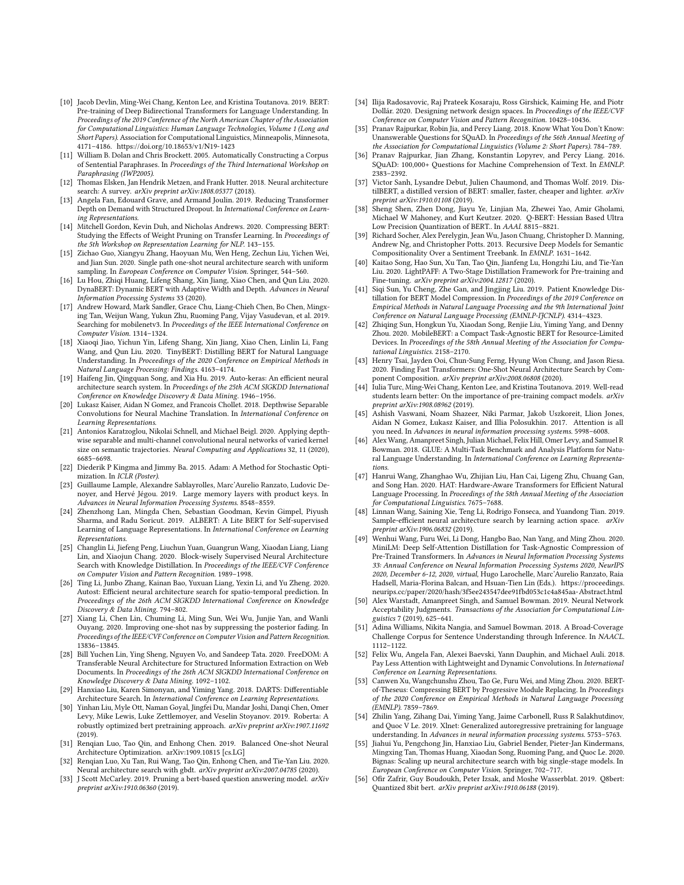- [10] Jacob Devlin, Ming-Wei Chang, Kenton Lee, and Kristina Toutanova. 2019. BERT: Pre-training of Deep Bidirectional Transformers for Language Understanding. In *Proceedings of the 2019 Conference of the North American Chapter of the Association for Computational Linguistics: Human Language Technologies, Volume 1 (Long and Short Papers)*. Association for Computational Linguistics, Minneapolis, Minnesota, 4171–4186. https://doi.org/10.18653/v1/N19-1423
- [11] William B. Dolan and Chris Brockett. 2005. Automatically Constructing a Corpus of Sentential Paraphrases. In *Proceedings of the Third International Workshop on Paraphrasing (IWP2005)*.
- [12] Thomas Elsken, Jan Hendrik Metzen, and Frank Hutter. 2018. Neural architecture search: A survey. *arXiv preprint arXiv:1808.05377* (2018).
- [13] Angela Fan, Edouard Grave, and Armand Joulin. 2019. Reducing Transformer Depth on Demand with Structured Dropout. In *International Conference on Learning Representations*.
- [14] Mitchell Gordon, Kevin Duh, and Nicholas Andrews. 2020. Compressing BERT: Studying the Effects of Weight Pruning on Transfer Learning. In *Proceedings of the 5th Workshop on Representation Learning for NLP*. 143–155.
- [15] Zichao Guo, Xiangyu Zhang, Haoyuan Mu, Wen Heng, Zechun Liu, Yichen Wei, and Jian Sun. 2020. Single path one-shot neural architecture search with uniform sampling. In *European Conference on Computer Vision*. Springer, 544–560.
- [16] Lu Hou, Zhiqi Huang, Lifeng Shang, Xin Jiang, Xiao Chen, and Qun Liu. 2020. DynaBERT: Dynamic BERT with Adaptive Width and Depth. *Advances in Neural Information Processing Systems* 33 (2020).
- [17] Andrew Howard, Mark Sandler, Grace Chu, Liang-Chieh Chen, Bo Chen, Mingxing Tan, Weijun Wang, Yukun Zhu, Ruoming Pang, Vijay Vasudevan, et al. 2019. Searching for mobilenetv3. In *Proceedings of the IEEE International Conference on Computer Vision*. 1314–1324.
- [18] Xiaoqi Jiao, Yichun Yin, Lifeng Shang, Xin Jiang, Xiao Chen, Linlin Li, Fang Wang, and Qun Liu. 2020. TinyBERT: Distilling BERT for Natural Language Understanding. In *Proceedings of the 2020 Conference on Empirical Methods in Natural Language Processing: Findings*. 4163–4174.
- [19] Haifeng Jin, Qingquan Song, and Xia Hu. 2019. Auto-keras: An efficient neural architecture search system. In *Proceedings of the 25th ACM SIGKDD International Conference on Knowledge Discovery & Data Mining*. 1946–1956.
- [20] Lukasz Kaiser, Aidan N Gomez, and Francois Chollet. 2018. Depthwise Separable Convolutions for Neural Machine Translation. In *International Conference on Learning Representations*.
- [21] Antonios Karatzoglou, Nikolai Schnell, and Michael Beigl. 2020. Applying depthwise separable and multi-channel convolutional neural networks of varied kernel size on semantic trajectories. *Neural Computing and Applications* 32, 11 (2020), 6685–6698.
- [22] Diederik P Kingma and Jimmy Ba. 2015. Adam: A Method for Stochastic Optimization. In *ICLR (Poster)*.
- [23] Guillaume Lample, Alexandre Sablayrolles, Marc'Aurelio Ranzato, Ludovic Denoyer, and Hervé Jégou. 2019. Large memory layers with product keys. In *Advances in Neural Information Processing Systems*. 8548–8559.
- [24] Zhenzhong Lan, Mingda Chen, Sebastian Goodman, Kevin Gimpel, Piyush Sharma, and Radu Soricut. 2019. ALBERT: A Lite BERT for Self-supervised Learning of Language Representations. In *International Conference on Learning Representations*.
- [25] Changlin Li, Jiefeng Peng, Liuchun Yuan, Guangrun Wang, Xiaodan Liang, Liang Lin, and Xiaojun Chang. 2020. Block-wisely Supervised Neural Architecture Search with Knowledge Distillation. In *Proceedings of the IEEE/CVF Conference on Computer Vision and Pattern Recognition*. 1989–1998.
- [26] Ting Li, Junbo Zhang, Kainan Bao, Yuxuan Liang, Yexin Li, and Yu Zheng. 2020. Autost: Efficient neural architecture search for spatio-temporal prediction. In *Proceedings of the 26th ACM SIGKDD International Conference on Knowledge Discovery & Data Mining*. 794–802.
- [27] Xiang Li, Chen Lin, Chuming Li, Ming Sun, Wei Wu, Junjie Yan, and Wanli Ouyang. 2020. Improving one-shot nas by suppressing the posterior fading. In *Proceedings of the IEEE/CVF Conference on Computer Vision and Pattern Recognition*. 13836–13845.
- [28] Bill Yuchen Lin, Ying Sheng, Nguyen Vo, and Sandeep Tata. 2020. FreeDOM: A Transferable Neural Architecture for Structured Information Extraction on Web Documents. In *Proceedings of the 26th ACM SIGKDD International Conference on Knowledge Discovery & Data Mining*. 1092–1102.
- [29] Hanxiao Liu, Karen Simonyan, and Yiming Yang. 2018. DARTS: Differentiable Architecture Search. In *International Conference on Learning Representations*.
- [30] Yinhan Liu, Myle Ott, Naman Goyal, Jingfei Du, Mandar Joshi, Danqi Chen, Omer Levy, Mike Lewis, Luke Zettlemoyer, and Veselin Stoyanov. 2019. Roberta: A robustly optimized bert pretraining approach. *arXiv preprint arXiv:1907.11692* (2019).
- [31] Renqian Luo, Tao Qin, and Enhong Chen. 2019. Balanced One-shot Neural Architecture Optimization. arXiv:1909.10815 [cs.LG]
- [32] Renqian Luo, Xu Tan, Rui Wang, Tao Qin, Enhong Chen, and Tie-Yan Liu. 2020. Neural architecture search with gbdt. *arXiv preprint arXiv:2007.04785* (2020).
- [33] J Scott McCarley. 2019. Pruning a bert-based question answering model. *arXiv preprint arXiv:1910.06360* (2019).
- [34] Ilija Radosavovic, Raj Prateek Kosaraju, Ross Girshick, Kaiming He, and Piotr Dollár. 2020. Designing network design spaces. In *Proceedings of the IEEE/CVF Conference on Computer Vision and Pattern Recognition*. 10428–10436.
- [35] Pranav Rajpurkar, Robin Jia, and Percy Liang. 2018. Know What You Don't Know: Unanswerable Questions for SQuAD. In *Proceedings of the 56th Annual Meeting of the Association for Computational Linguistics (Volume 2: Short Papers)*. 784–789.
- [36] Pranav Rajpurkar, Jian Zhang, Konstantin Lopyrev, and Percy Liang. 2016. SQuAD: 100,000+ Questions for Machine Comprehension of Text. In *EMNLP*. 2383–2392.
- [37] Victor Sanh, Lysandre Debut, Julien Chaumond, and Thomas Wolf. 2019. DistilBERT, a distilled version of BERT: smaller, faster, cheaper and lighter. *arXiv preprint arXiv:1910.01108* (2019).
- [38] Sheng Shen, Zhen Dong, Jiayu Ye, Linjian Ma, Zhewei Yao, Amir Gholami, Michael W Mahoney, and Kurt Keutzer. 2020. Q-BERT: Hessian Based Ultra Low Precision Quantization of BERT.. In *AAAI*. 8815–8821.
- [39] Richard Socher, Alex Perelygin, Jean Wu, Jason Chuang, Christopher D. Manning, Andrew Ng, and Christopher Potts. 2013. Recursive Deep Models for Semantic Compositionality Over a Sentiment Treebank. In *EMNLP*. 1631–1642.
- [40] Kaitao Song, Hao Sun, Xu Tan, Tao Qin, Jianfeng Lu, Hongzhi Liu, and Tie-Yan Liu. 2020. LightPAFF: A Two-Stage Distillation Framework for Pre-training and Fine-tuning. *arXiv preprint arXiv:2004.12817* (2020).
- [41] Siqi Sun, Yu Cheng, Zhe Gan, and Jingjing Liu. 2019. Patient Knowledge Distillation for BERT Model Compression. In *Proceedings of the 2019 Conference on Empirical Methods in Natural Language Processing and the 9th International Joint Conference on Natural Language Processing (EMNLP-IJCNLP)*. 4314–4323.
- [42] Zhiqing Sun, Hongkun Yu, Xiaodan Song, Renjie Liu, Yiming Yang, and Denny Zhou. 2020. MobileBERT: a Compact Task-Agnostic BERT for Resource-Limited Devices. In *Proceedings of the 58th Annual Meeting of the Association for Computational Linguistics*. 2158–2170.
- [43] Henry Tsai, Jayden Ooi, Chun-Sung Ferng, Hyung Won Chung, and Jason Riesa. 2020. Finding Fast Transformers: One-Shot Neural Architecture Search by Component Composition. *arXiv preprint arXiv:2008.06808* (2020).
- [44] Iulia Turc, Ming-Wei Chang, Kenton Lee, and Kristina Toutanova. 2019. Well-read students learn better: On the importance of pre-training compact models. *arXiv preprint arXiv:1908.08962* (2019).
- [45] Ashish Vaswani, Noam Shazeer, Niki Parmar, Jakob Uszkoreit, Llion Jones, Aidan N Gomez, Łukasz Kaiser, and Illia Polosukhin. 2017. Attention is all you need. In *Advances in neural information processing systems*. 5998–6008.
- [46] Alex Wang, Amanpreet Singh, Julian Michael, Felix Hill, Omer Levy, and Samuel R Bowman. 2018. GLUE: A Multi-Task Benchmark and Analysis Platform for Natural Language Understanding. In *International Conference on Learning Representations*.
- [47] Hanrui Wang, Zhanghao Wu, Zhijian Liu, Han Cai, Ligeng Zhu, Chuang Gan, and Song Han. 2020. HAT: Hardware-Aware Transformers for Efficient Natural Language Processing. In *Proceedings of the 58th Annual Meeting of the Association for Computational Linguistics*. 7675–7688.
- [48] Linnan Wang, Saining Xie, Teng Li, Rodrigo Fonseca, and Yuandong Tian. 2019. Sample-efficient neural architecture search by learning action space. *arXiv preprint arXiv:1906.06832* (2019).
- [49] Wenhui Wang, Furu Wei, Li Dong, Hangbo Bao, Nan Yang, and Ming Zhou. 2020. MiniLM: Deep Self-Attention Distillation for Task-Agnostic Compression of Pre-Trained Transformers. In *Advances in Neural Information Processing Systems 33: Annual Conference on Neural Information Processing Systems 2020, NeurIPS 2020, December 6-12, 2020, virtual*, Hugo Larochelle, Marc'Aurelio Ranzato, Raia Hadsell, Maria-Florina Balcan, and Hsuan-Tien Lin (Eds.). https://proceedings.neurips.cc/paper/2020/hash/3f5ee243547dee91fbd053c1c4a845aa-Abstract.html
- [50] Alex Warstadt, Amanpreet Singh, and Samuel Bowman. 2019. Neural Network Acceptability Judgments. *Transactions of the Association for Computational Linguistics* 7 (2019), 625–641.
- [51] Adina Williams, Nikita Nangia, and Samuel Bowman. 2018. A Broad-Coverage Challenge Corpus for Sentence Understanding through Inference. In *NAACL*. 1112–1122.
- [52] Felix Wu, Angela Fan, Alexei Baevski, Yann Dauphin, and Michael Auli. 2018. Pay Less Attention with Lightweight and Dynamic Convolutions. In *International Conference on Learning Representations*.
- [53] Canwen Xu, Wangchunshu Zhou, Tao Ge, Furu Wei, and Ming Zhou. 2020. BERT-of-Theseus: Compressing BERT by Progressive Module Replacing. In *Proceedings of the 2020 Conference on Empirical Methods in Natural Language Processing (EMNLP)*. 7859–7869.
- [54] Zhilin Yang, Zihang Dai, Yiming Yang, Jaime Carbonell, Russ R Salakhutdinov, and Quoc V Le. 2019. Xlnet: Generalized autoregressive pretraining for language understanding. In *Advances in neural information processing systems*. 5753–5763.
- [55] Jiahui Yu, Pengchong Jin, Hanxiao Liu, Gabriel Bender, Pieter-Jan Kindermans, Mingxing Tan, Thomas Huang, Xiaodan Song, Ruoming Pang, and Quoc Le. 2020. Bignas: Scaling up neural architecture search with big single-stage models. In *European Conference on Computer Vision*. Springer, 702–717.
- [56] Ofir Zafrir, Guy Boudoukh, Peter Izsak, and Moshe Wasserblat. 2019. Q8bert: Quantized 8bit bert. *arXiv preprint arXiv:1910.06188* (2019).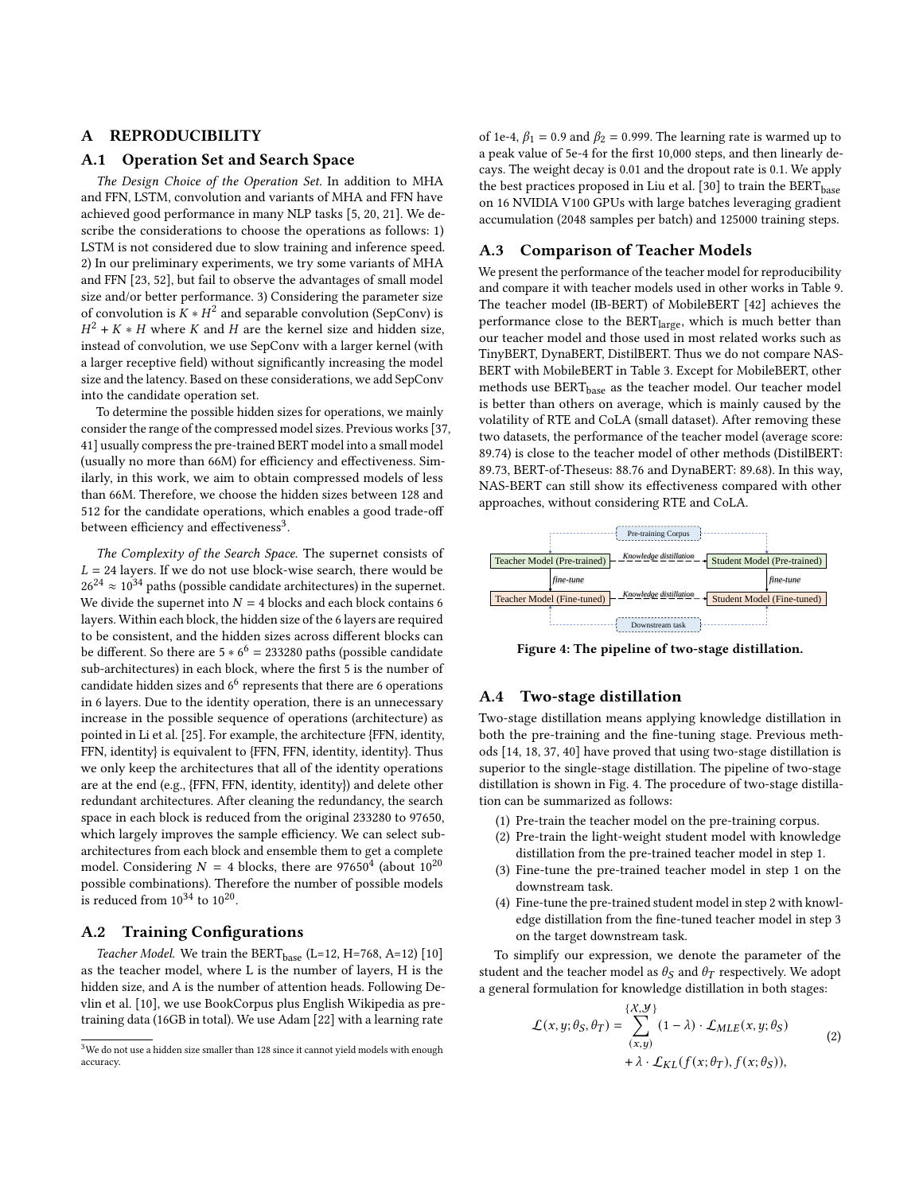# A REPRODUCIBILITY

## A.1 Operation Set and Search Space

*The Design Choice of the Operation Set.* In addition to MHA and FFN, LSTM, convolution and variants of MHA and FFN have achieved good performance in many NLP tasks [5, 20, 21]. We describe the considerations to choose the operations as follows: 1) LSTM is not considered due to slow training and inference speed. 2) In our preliminary experiments, we try some variants of MHA and FFN [23, 52], but fail to observe the advantages of small model size and/or better performance. 3) Considering the parameter size of convolution is $K * H^2$ and separable convolution (SepConv) is $H^2 + K * H$ where $K$ and $H$ are the kernel size and hidden size, instead of convolution, we use SepConv with a larger kernel (with a larger receptive field) without significantly increasing the model size and the latency. Based on these considerations, we add SepConv into the candidate operation set.

To determine the possible hidden sizes for operations, we mainly consider the range of the compressed model sizes. Previous works [37, 41] usually compress the pre-trained BERT model into a small model (usually no more than 66M) for efficiency and effectiveness. Similarly, in this work, we aim to obtain compressed models of less than 66M. Therefore, we choose the hidden sizes between 128 and 512 for the candidate operations, which enables a good trade-off between efficiency and effectiveness[3].

*The Complexity of the Search Space.* The supernet consists of $L = 24$ layers. If we do not use block-wise search, there would be $26^{24} \approx 10^{34}$ paths (possible candidate architectures) in the supernet. We divide the supernet into $N = 4$ blocks and each block contains 6 layers. Within each block, the hidden size of the 6 layers are required to be consistent, and the hidden sizes across different blocks can be different. So there are $5 * 6^6 = 233280$ paths (possible candidate sub-architectures) in each block, where the first 5 is the number of candidate hidden sizes and $6^6$ represents that there are 6 operations in 6 layers. Due to the identity operation, there is an unnecessary increase in the possible sequence of operations (architecture) as pointed in Li et al. [25]. For example, the architecture {FFN, identity, FFN, identity} is equivalent to {FFN, FFN, identity, identity}. Thus we only keep the architectures that all of the identity operations are at the end (e.g., {FFN, FFN, identity, identity}) and delete other redundant architectures. After cleaning the redundancy, the search space in each block is reduced from the original 233280 to 97650, which largely improves the sample efficiency. We can select sub-architectures from each block and ensemble them to get a complete model. Considering $N = 4$ blocks, there are $97650^4$ (about $10^{20}$ possible combinations). Therefore the number of possible models is reduced from $10^{34}$ to $10^{20}$.

## A.2 Training Configurations

*Teacher Model.* We train the $\text{BERT}_{\text{base}}$ (L=12, H=768, A=12) [10] as the teacher model, where L is the number of layers, H is the hidden size, and A is the number of attention heads. Following Devlin et al. [10], we use BookCorpus plus English Wikipedia as pre-training data (16GB in total). We use Adam [22] with a learning rate of 1e-4, $\beta_1 = 0.9$ and $\beta_2 = 0.999$. The learning rate is warmed up to a peak value of 5e-4 for the first 10,000 steps, and then linearly decays. The weight decay is 0.01 and the dropout rate is 0.1. We apply the best practices proposed in Liu et al. [30] to train the $\text{BERT}_{\text{base}}$ on 16 NVIDIA V100 GPUs with large batches leveraging gradient accumulation (2048 samples per batch) and 125000 training steps.

[3] We do not use a hidden size smaller than 128 since it cannot yield models with enough accuracy.

## A.3 Comparison of Teacher Models

We present the performance of the teacher model for reproducibility and compare it with teacher models used in other works in Table 9. The teacher model (IB-BERT) of MobileBERT [42] achieves the performance close to the $\text{BERT}_{\text{large}}$, which is much better than our teacher model and those used in most related works such as TinyBERT, DynaBERT, DistilBERT. Thus we do not compare NAS-BERT with MobileBERT in Table 3. Except for MobileBERT, other methods use $\text{BERT}_{\text{base}}$ as the teacher model. Our teacher model is better than others on average, which is mainly caused by the volatility of RTE and CoLA (small dataset). After removing these two datasets, the performance of the teacher model (average score: 89.74) is close to the teacher model of other methods (DistilBERT: 89.73, BERT-of-Theseus: 88.76 and DynaBERT: 89.68). In this way, NAS-BERT can still show its effectiveness compared with other approaches, without considering RTE and CoLA.

Figure 4: The pipeline of two-stage distillation.

## A.4 Two-stage distillation

Two-stage distillation means applying knowledge distillation in both the pre-training and the fine-tuning stage. Previous methods [14, 18, 37, 40] have proved that using two-stage distillation is superior to the single-stage distillation. The pipeline of two-stage distillation is shown in Fig. 4. The procedure of two-stage distillation can be summarized as follows:

1. Pre-train the teacher model on the pre-training corpus.
2. Pre-train the light-weight student model with knowledge distillation from the pre-trained teacher model in step 1.
3. Fine-tune the pre-trained teacher model in step 1 on the downstream task.
4. Fine-tune the pre-trained student model in step 2 with knowledge distillation from the fine-tuned teacher model in step 3 on the target downstream task.

To simplify our expression, we denote the parameter of the student and the teacher model as $\theta_S$ and $\theta_T$ respectively. We adopt a general formulation for knowledge distillation in both stages:

$$\mathcal{L}(x, y; \theta_S, \theta_T) = \sum_{(x,y)}^{\{\mathcal{X},\mathcal{Y}\}} (1 - \lambda) \cdot \mathcal{L}_{MLE}(x, y; \theta_S) + \lambda \cdot \mathcal{L}_{KL}(f(x; \theta_T), f(x; \theta_S)), \tag{2}$$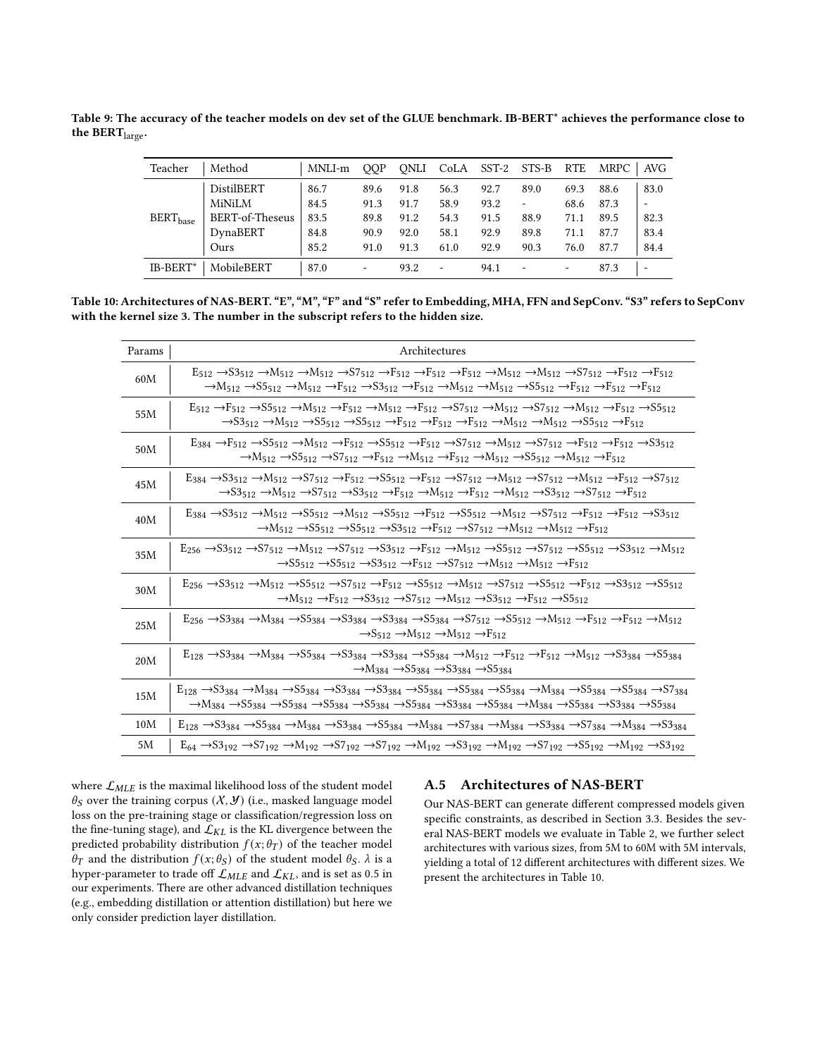**Table 9: The accuracy of the teacher models on dev set of the GLUE benchmark. IB-BERT* achieves the performance close to the BERT$_{\text{large}}$.**

| Teacher | Method | MNLI-m | QQP | QNLI | CoLA | SST-2 | STS-B | RTE | MRPC | AVG |
|---|---|---|---|---|---|---|---|---|---|---|
| BERT$_{\text{base}}$ | DistilBERT | 86.7 | 89.6 | 91.8 | 56.3 | 92.7 | 89.0 | 69.3 | 88.6 | 83.0 |
| | MiNiLM | 84.5 | 91.3 | 91.7 | 58.9 | 93.2 | - | 68.6 | 87.3 | - |
| | BERT-of-Theseus | 83.5 | 89.8 | 91.2 | 54.3 | 91.5 | 88.9 | 71.1 | 89.5 | 82.3 |
| | DynaBERT | 84.8 | 90.9 | 92.0 | 58.1 | 92.9 | 89.8 | 71.1 | 87.7 | 83.4 |
| | Ours | 85.2 | 91.0 | 91.3 | 61.0 | 92.9 | 90.3 | 76.0 | 87.7 | 84.4 |
| IB-BERT* | MobileBERT | 87.0 | - | 93.2 | - | 94.1 | - | - | 87.3 | - |

**Table 10: Architectures of NAS-BERT. "E", "M", "F" and "S" refer to Embedding, MHA, FFN and SepConv. "S3" refers to SepConv with the kernel size 3. The number in the subscript refers to the hidden size.**

| Params | Architectures |
|---|---|
| 60M | $E_{512} \to S3_{512} \to M_{512} \to M_{512} \to S7_{512} \to F_{512} \to F_{512} \to F_{512} \to M_{512} \to M_{512} \to S7_{512} \to F_{512} \to F_{512} \to M_{512} \to S5_{512} \to M_{512} \to F_{512} \to S3_{512} \to F_{512} \to M_{512} \to M_{512} \to S5_{512} \to F_{512} \to F_{512} \to F_{512}$ |
| 55M | $E_{512} \to F_{512} \to S5_{512} \to M_{512} \to F_{512} \to M_{512} \to F_{512} \to S7_{512} \to M_{512} \to S7_{512} \to M_{512} \to F_{512} \to S5_{512} \to S3_{512} \to M_{512} \to S5_{512} \to S5_{512} \to F_{512} \to F_{512} \to F_{512} \to M_{512} \to M_{512} \to S5_{512} \to F_{512}$ |
| 50M | $E_{384} \to F_{512} \to S5_{512} \to M_{512} \to F_{512} \to S5_{512} \to F_{512} \to S7_{512} \to M_{512} \to S7_{512} \to F_{512} \to F_{512} \to S3_{512} \to M_{512} \to S5_{512} \to S7_{512} \to F_{512} \to M_{512} \to F_{512} \to M_{512} \to S5_{512} \to M_{512} \to F_{512}$ |
| 45M | $E_{384} \to S3_{512} \to M_{512} \to S7_{512} \to F_{512} \to S5_{512} \to F_{512} \to S7_{512} \to M_{512} \to S7_{512} \to M_{512} \to F_{512} \to S7_{512} \to S3_{512} \to M_{512} \to S7_{512} \to S3_{512} \to F_{512} \to M_{512} \to F_{512} \to M_{512} \to S3_{512} \to S7_{512} \to F_{512}$ |
| 40M | $E_{384} \to S3_{512} \to M_{512} \to S5_{512} \to M_{512} \to S5_{512} \to F_{512} \to S5_{512} \to M_{512} \to S7_{512} \to F_{512} \to F_{512} \to S3_{512} \to M_{512} \to S5_{512} \to S5_{512} \to S3_{512} \to F_{512} \to S7_{512} \to M_{512} \to M_{512} \to F_{512}$ |
| 35M | $E_{256} \to S3_{512} \to S7_{512} \to M_{512} \to S7_{512} \to S3_{512} \to F_{512} \to M_{512} \to S5_{512} \to S7_{512} \to S5_{512} \to S3_{512} \to M_{512} \to S5_{512} \to S5_{512} \to S3_{512} \to F_{512} \to S7_{512} \to M_{512} \to M_{512} \to F_{512}$ |
| 30M | $E_{256} \to S3_{512} \to M_{512} \to S5_{512} \to S7_{512} \to F_{512} \to S5_{512} \to M_{512} \to S7_{512} \to S5_{512} \to F_{512} \to S3_{512} \to S5_{512} \to M_{512} \to F_{512} \to S3_{512} \to S7_{512} \to M_{512} \to S3_{512} \to F_{512} \to S5_{512}$ |
| 25M | $E_{256} \to S3_{384} \to M_{384} \to S5_{384} \to S3_{384} \to S3_{384} \to S5_{384} \to S7_{512} \to S5_{512} \to M_{512} \to F_{512} \to F_{512} \to M_{512} \to S5_{512} \to M_{512} \to M_{512} \to F_{512}$ |
| 20M | $E_{128} \to S3_{384} \to M_{384} \to S5_{384} \to S3_{384} \to S3_{384} \to S5_{384} \to M_{512} \to F_{512} \to F_{512} \to M_{512} \to S3_{384} \to S5_{384} \to M_{384} \to S5_{384} \to S3_{384} \to S5_{384}$ |
| 15M | $E_{128} \to S3_{384} \to M_{384} \to S5_{384} \to S3_{384} \to S3_{384} \to S5_{384} \to S5_{384} \to S5_{384} \to M_{384} \to S5_{384} \to S5_{384} \to S7_{384} \to M_{384} \to S5_{384} \to S5_{384} \to S5_{384} \to S5_{384} \to S5_{384} \to S3_{384} \to S5_{384} \to M_{384} \to S5_{384} \to S3_{384} \to S5_{384}$ |
| 10M | $E_{128} \to S3_{384} \to S5_{384} \to M_{384} \to S3_{384} \to S5_{384} \to M_{384} \to S7_{384} \to M_{384} \to S3_{384} \to S7_{384} \to M_{384} \to S3_{384}$ |
| 5M | $E_{64} \to S3_{192} \to S7_{192} \to M_{192} \to S7_{192} \to S7_{192} \to M_{192} \to S3_{192} \to M_{192} \to S7_{192} \to S5_{192} \to M_{192} \to S3_{192}$ |

where $\mathcal{L}_{MLE}$ is the maximal likelihood loss of the student model $\theta_S$ over the training corpus $(\mathcal{X}, \mathcal{Y})$ (i.e., masked language model loss on the pre-training stage or classification/regression loss on the fine-tuning stage), and $\mathcal{L}_{KL}$ is the KL divergence between the predicted probability distribution $f(x;\theta_T)$ of the teacher model $\theta_T$ and the distribution $f(x;\theta_S)$ of the student model $\theta_S$. $\lambda$ is a hyper-parameter to trade off $\mathcal{L}_{MLE}$ and $\mathcal{L}_{KL}$, and is set as 0.5 in our experiments. There are other advanced distillation techniques (e.g., embedding distillation or attention distillation) but here we only consider prediction layer distillation.

## A.5 Architectures of NAS-BERT

Our NAS-BERT can generate different compressed models given specific constraints, as described in Section 3.3. Besides the several NAS-BERT models we evaluate in Table 2, we further select architectures with various sizes, from 5M to 60M with 5M intervals, yielding a total of 12 different architectures with different sizes. We present the architectures in Table 10.